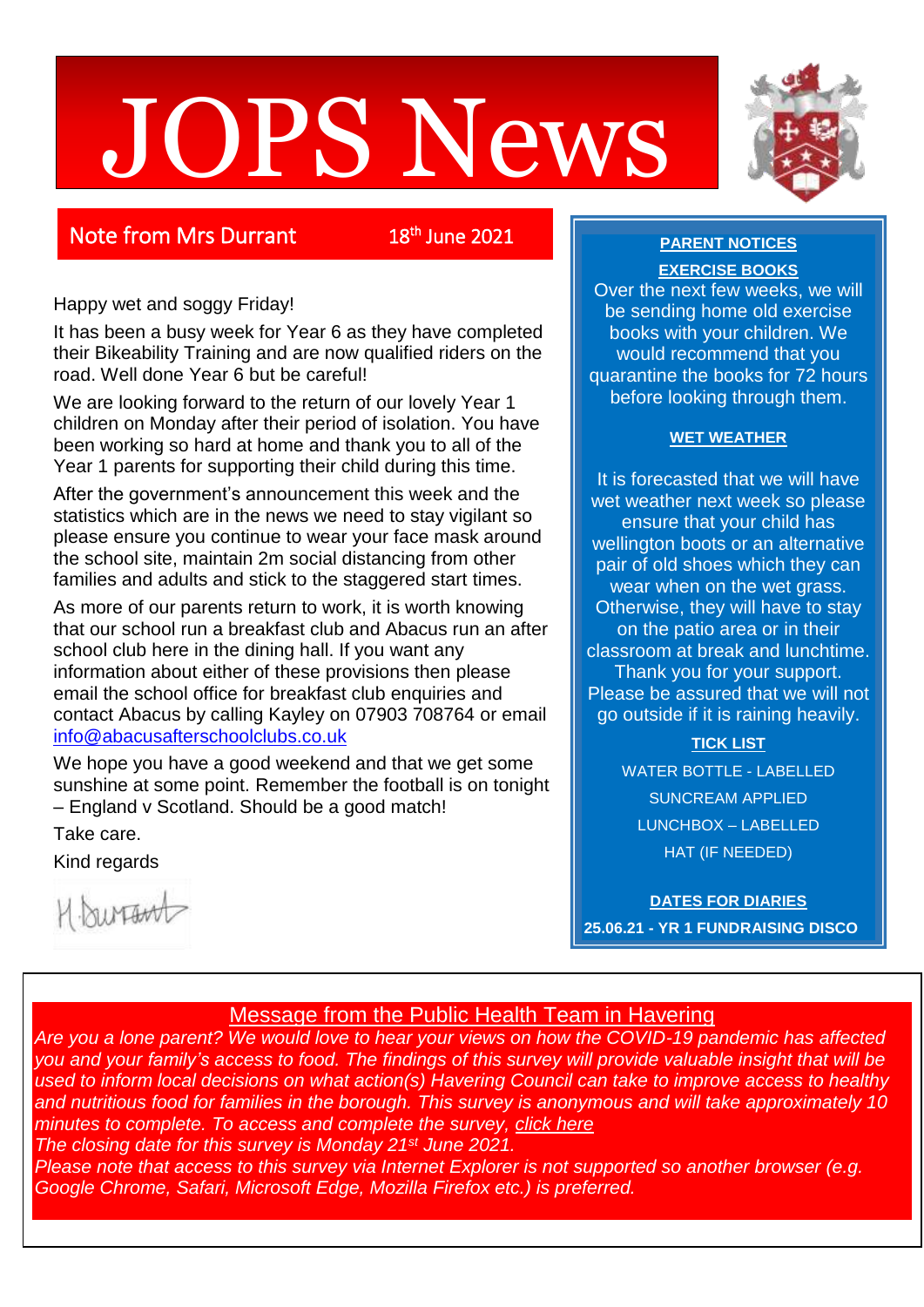# JOPS News

## Note from Mrs Durrant

18th June 2021

Happy wet and soggy Friday!

It has been a busy week for Year 6 as they have completed their Bikeability Training and are now qualified riders on the road. Well done Year 6 but be careful!

We are looking forward to the return of our lovely Year 1 children on Monday after their period of isolation. You have been working so hard at home and thank you to all of the Year 1 parents for supporting their child during this time.

After the government's announcement this week and the statistics which are in the news we need to stay vigilant so please ensure you continue to wear your face mask around the school site, maintain 2m social distancing from other families and adults and stick to the staggered start times.

As more of our parents return to work, it is worth knowing that our school run a breakfast club and Abacus run an after school club here in the dining hall. If you want any information about either of these provisions then please email the school office for breakfast club enquiries and contact Abacus by calling Kayley on 07903 708764 or email info@abacusafterschoolclubs.co.uk

We hope you have a good weekend and that we get some sunshine at some point. Remember the football is on tonight – England v Scotland. Should be a good match!

Take care.

Kind regards

H Durrant

## PARENT NOTICES

### EXERCISE BOOKS

Over the next few weeks, we will be sending home old exercise books with your children. We would recommend that you quarantine the books for 72 hours before looking through them.

### WET WEATHER

It is forecasted that we will have wet weather next week so please ensure that your child has wellington boots or an alternative pair of old shoes which they can wear when on the wet grass. Otherwise, they will have to stay on the patio area or in their classroom at break and lunchtime. Thank you for your support. Please be assured that we will not go outside if it is raining heavily.

### TICK LIST

WATER BOTTLE - LABELLED

SUNCREAM APPLIED

LUNCHBOX – LABELLED

HAT (IF NEEDED)

### DATES FOR DIARIES

**25.06.21 - YR 1 FUNDRAISING DISCO**

## Message from the Public Health Team in Havering

*Are you a lone parent? We would love to hear your views on how the COVID-19 pandemic has affected you and your family's access to food. The findings of this survey will provide valuable insight that will be used to inform local decisions on what action(s) Havering Council can take to improve access to healthy and nutritious food for families in the borough. This survey is anonymous and will take approximately 10 minutes to complete. To access and complete the survey, click here*

*The closing date for this survey is Monday 21st June 2021.*

*Please note that access to this survey via Internet Explorer is not supported so another browser (e.g. Google Chrome, Safari, Microsoft Edge, Mozilla Firefox etc.) is preferred.*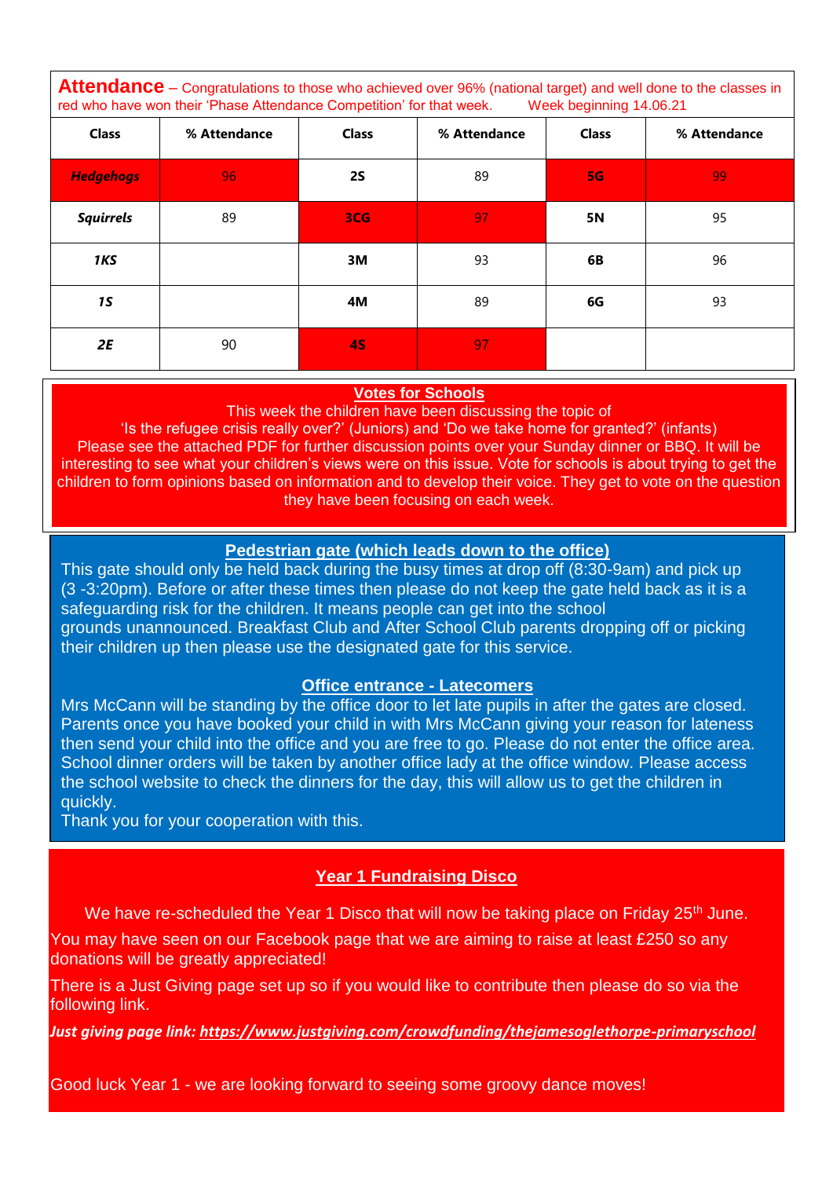**Attendance** – Congratulations to those who achieved over 96% (national target) and well done to the classes in red who have won their 'Phase Attendance Competition' for that week. Week beginning 14.06.21

| Class | % Attendance | Class | % Attendance | Class | % Attendance |
|---|---|---|---|---|---|
| ***Hedgehogs*** | 96 | **2S** | 89 | **5G** | 99 |
| ***Squirrels*** | 89 | **3CG** | 97 | **5N** | 95 |
| ***1KS*** | | **3M** | 93 | **6B** | 96 |
| ***1S*** | | **4M** | 89 | **6G** | 93 |
| ***2E*** | 90 | **4S** | 97 | | |

## Votes for Schools

This week the children have been discussing the topic of 'Is the refugee crisis really over?' (Juniors) and 'Do we take home for granted?' (infants) Please see the attached PDF for further discussion points over your Sunday dinner or BBQ. It will be interesting to see what your children's views were on this issue. Vote for schools is about trying to get the children to form opinions based on information and to develop their voice. They get to vote on the question they have been focusing on each week.

## Pedestrian gate (which leads down to the office)

This gate should only be held back during the busy times at drop off (8:30-9am) and pick up (3 -3:20pm). Before or after these times then please do not keep the gate held back as it is a safeguarding risk for the children. It means people can get into the school grounds unannounced. Breakfast Club and After School Club parents dropping off or picking their children up then please use the designated gate for this service.

## Office entrance - Latecomers

Mrs McCann will be standing by the office door to let late pupils in after the gates are closed. Parents once you have booked your child in with Mrs McCann giving your reason for lateness then send your child into the office and you are free to go. Please do not enter the office area. School dinner orders will be taken by another office lady at the office window. Please access the school website to check the dinners for the day, this will allow us to get the children in quickly.

Thank you for your cooperation with this.

## Year 1 Fundraising Disco

We have re-scheduled the Year 1 Disco that will now be taking place on Friday 25th June.

You may have seen on our Facebook page that we are aiming to raise at least £250 so any donations will be greatly appreciated!

There is a Just Giving page set up so if you would like to contribute then please do so via the following link.

***Just giving page link: https://www.justgiving.com/crowdfunding/thejamesoglethorpe-primaryschool***

Good luck Year 1 - we are looking forward to seeing some groovy dance moves!